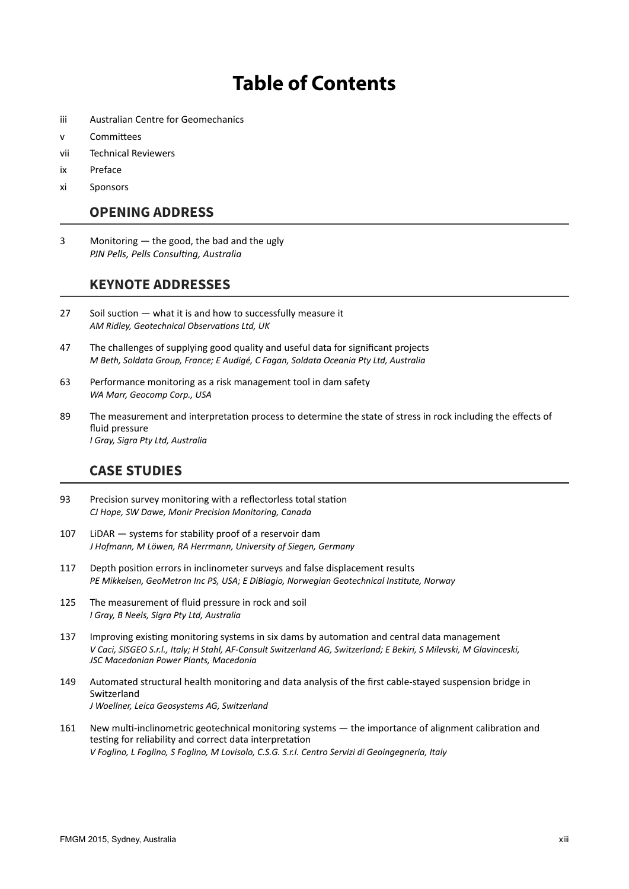# Table of Contents

iii Australian Centre for Geomechanics

v Committees

vii Technical Reviewers

ix Preface

xi Sponsors

## OPENING ADDRESS

3 Monitoring — the good, the bad and the ugly
*PJN Pells, Pells Consulting, Australia*

## KEYNOTE ADDRESSES

27 Soil suction — what it is and how to successfully measure it
*AM Ridley, Geotechnical Observations Ltd, UK*

47 The challenges of supplying good quality and useful data for significant projects
*M Beth, Soldata Group, France; E Audigé, C Fagan, Soldata Oceania Pty Ltd, Australia*

63 Performance monitoring as a risk management tool in dam safety
*WA Marr, Geocomp Corp., USA*

89 The measurement and interpretation process to determine the state of stress in rock including the effects of fluid pressure
*I Gray, Sigra Pty Ltd, Australia*

## CASE STUDIES

93 Precision survey monitoring with a reflectorless total station
*CJ Hope, SW Dawe, Monir Precision Monitoring, Canada*

107 LiDAR — systems for stability proof of a reservoir dam
*J Hofmann, M Löwen, RA Herrmann, University of Siegen, Germany*

117 Depth position errors in inclinometer surveys and false displacement results
*PE Mikkelsen, GeoMetron Inc PS, USA; E DiBiagio, Norwegian Geotechnical Institute, Norway*

125 The measurement of fluid pressure in rock and soil
*I Gray, B Neels, Sigra Pty Ltd, Australia*

137 Improving existing monitoring systems in six dams by automation and central data management
*V Caci, SISGEO S.r.l., Italy; H Stahl, AF-Consult Switzerland AG, Switzerland; E Bekiri, S Milevski, M Glavinceski, JSC Macedonian Power Plants, Macedonia*

149 Automated structural health monitoring and data analysis of the first cable-stayed suspension bridge in Switzerland
*J Woellner, Leica Geosystems AG, Switzerland*

161 New multi-inclinometric geotechnical monitoring systems — the importance of alignment calibration and testing for reliability and correct data interpretation
*V Foglino, L Foglino, S Foglino, M Lovisolo, C.S.G. S.r.l. Centro Servizi di Geoingegneria, Italy*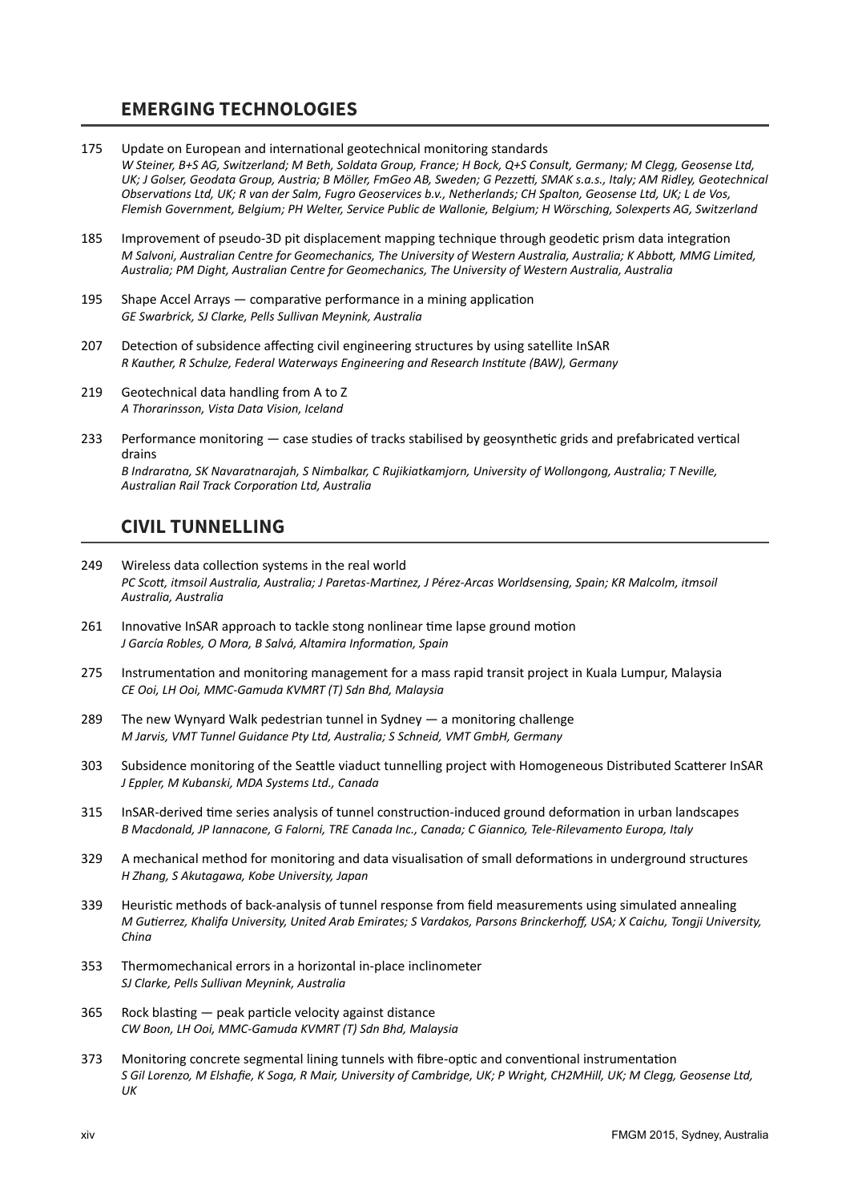## EMERGING TECHNOLOGIES

175 Update on European and international geotechnical monitoring standards
*W Steiner, B+S AG, Switzerland; M Beth, Soldata Group, France; H Bock, Q+S Consult, Germany; M Clegg, Geosense Ltd, UK; J Golser, Geodata Group, Austria; B Möller, FmGeo AB, Sweden; G Pezzetti, SMAK s.a.s., Italy; AM Ridley, Geotechnical Observations Ltd, UK; R van der Salm, Fugro Geoservices b.v., Netherlands; CH Spalton, Geosense Ltd, UK; L de Vos, Flemish Government, Belgium; PH Welter, Service Public de Wallonie, Belgium; H Wörsching, Solexperts AG, Switzerland*

185 Improvement of pseudo-3D pit displacement mapping technique through geodetic prism data integration
*M Salvoni, Australian Centre for Geomechanics, The University of Western Australia, Australia; K Abbott, MMG Limited, Australia; PM Dight, Australian Centre for Geomechanics, The University of Western Australia, Australia*

195 Shape Accel Arrays — comparative performance in a mining application
*GE Swarbrick, SJ Clarke, Pells Sullivan Meynink, Australia*

207 Detection of subsidence affecting civil engineering structures by using satellite InSAR
*R Kauther, R Schulze, Federal Waterways Engineering and Research Institute (BAW), Germany*

219 Geotechnical data handling from A to Z
*A Thorarinsson, Vista Data Vision, Iceland*

233 Performance monitoring — case studies of tracks stabilised by geosynthetic grids and prefabricated vertical drains
*B Indraratna, SK Navaratnarajah, S Nimbalkar, C Rujikiatkamjorn, University of Wollongong, Australia; T Neville, Australian Rail Track Corporation Ltd, Australia*

## CIVIL TUNNELLING

249 Wireless data collection systems in the real world
*PC Scott, itmsoil Australia, Australia; J Paretas-Martinez, J Pérez-Arcas Worldsensing, Spain; KR Malcolm, itmsoil Australia, Australia*

261 Innovative InSAR approach to tackle stong nonlinear time lapse ground motion
*J García Robles, O Mora, B Salvá, Altamira Information, Spain*

275 Instrumentation and monitoring management for a mass rapid transit project in Kuala Lumpur, Malaysia
*CE Ooi, LH Ooi, MMC-Gamuda KVMRT (T) Sdn Bhd, Malaysia*

289 The new Wynyard Walk pedestrian tunnel in Sydney — a monitoring challenge
*M Jarvis, VMT Tunnel Guidance Pty Ltd, Australia; S Schneid, VMT GmbH, Germany*

303 Subsidence monitoring of the Seattle viaduct tunnelling project with Homogeneous Distributed Scatterer InSAR
*J Eppler, M Kubanski, MDA Systems Ltd., Canada*

315 InSAR-derived time series analysis of tunnel construction-induced ground deformation in urban landscapes
*B Macdonald, JP Iannacone, G Falorni, TRE Canada Inc., Canada; C Giannico, Tele-Rilevamento Europa, Italy*

329 A mechanical method for monitoring and data visualisation of small deformations in underground structures
*H Zhang, S Akutagawa, Kobe University, Japan*

339 Heuristic methods of back-analysis of tunnel response from field measurements using simulated annealing
*M Gutierrez, Khalifa University, United Arab Emirates; S Vardakos, Parsons Brinckerhoff, USA; X Caichu, Tongji University, China*

353 Thermomechanical errors in a horizontal in-place inclinometer
*SJ Clarke, Pells Sullivan Meynink, Australia*

365 Rock blasting — peak particle velocity against distance
*CW Boon, LH Ooi, MMC-Gamuda KVMRT (T) Sdn Bhd, Malaysia*

373 Monitoring concrete segmental lining tunnels with fibre-optic and conventional instrumentation
*S Gil Lorenzo, M Elshafie, K Soga, R Mair, University of Cambridge, UK; P Wright, CH2MHill, UK; M Clegg, Geosense Ltd, UK*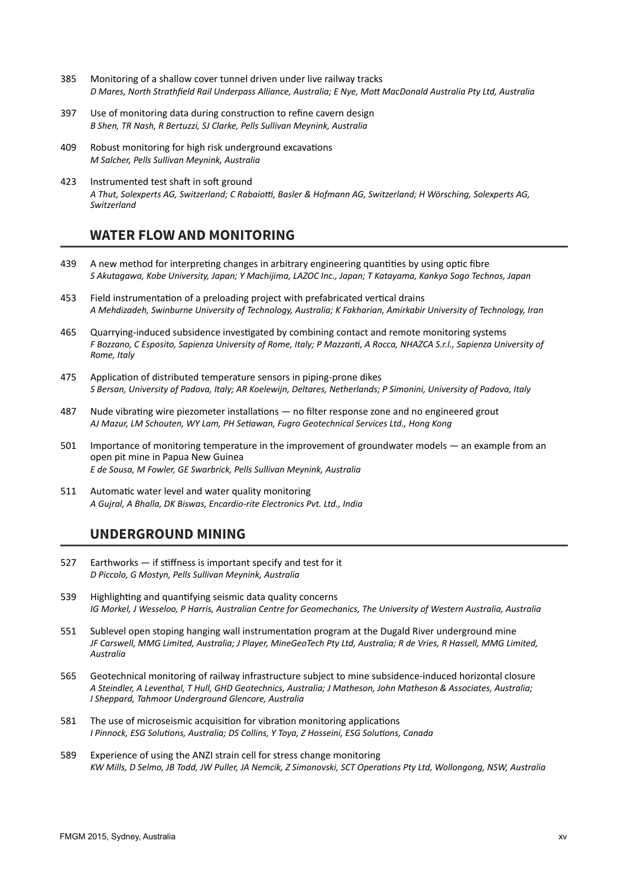385 Monitoring of a shallow cover tunnel driven under live railway tracks
*D Mares, North Strathfield Rail Underpass Alliance, Australia; E Nye, Mott MacDonald Australia Pty Ltd, Australia*

397 Use of monitoring data during construction to refine cavern design
*B Shen, TR Nash, R Bertuzzi, SJ Clarke, Pells Sullivan Meynink, Australia*

409 Robust monitoring for high risk underground excavations
*M Salcher, Pells Sullivan Meynink, Australia*

423 Instrumented test shaft in soft ground
*A Thut, Solexperts AG, Switzerland; C Rabaiotti, Basler & Hofmann AG, Switzerland; H Wörsching, Solexperts AG, Switzerland*

## WATER FLOW AND MONITORING

439 A new method for interpreting changes in arbitrary engineering quantities by using optic fibre
*S Akutagawa, Kobe University, Japan; Y Machijima, LAZOC Inc., Japan; T Katayama, Kankyo Sogo Technos, Japan*

453 Field instrumentation of a preloading project with prefabricated vertical drains
*A Mehdizadeh, Swinburne University of Technology, Australia; K Fakharian, Amirkabir University of Technology, Iran*

465 Quarrying-induced subsidence investigated by combining contact and remote monitoring systems
*F Bozzano, C Esposito, Sapienza University of Rome, Italy; P Mazzanti, A Rocca, NHAZCA S.r.l., Sapienza University of Rome, Italy*

475 Application of distributed temperature sensors in piping-prone dikes
*S Bersan, University of Padova, Italy; AR Koelewijn, Deltares, Netherlands; P Simonini, University of Padova, Italy*

487 Nude vibrating wire piezometer installations — no filter response zone and no engineered grout
*AJ Mazur, LM Schouten, WY Lam, PH Setiawan, Fugro Geotechnical Services Ltd., Hong Kong*

501 Importance of monitoring temperature in the improvement of groundwater models — an example from an open pit mine in Papua New Guinea
*E de Sousa, M Fowler, GE Swarbrick, Pells Sullivan Meynink, Australia*

511 Automatic water level and water quality monitoring
*A Gujral, A Bhalla, DK Biswas, Encardio-rite Electronics Pvt. Ltd., India*

## UNDERGROUND MINING

527 Earthworks — if stiffness is important specify and test for it
*D Piccolo, G Mostyn, Pells Sullivan Meynink, Australia*

539 Highlighting and quantifying seismic data quality concerns
*IG Morkel, J Wesseloo, P Harris, Australian Centre for Geomechanics, The University of Western Australia, Australia*

551 Sublevel open stoping hanging wall instrumentation program at the Dugald River underground mine
*JF Carswell, MMG Limited, Australia; J Player, MineGeoTech Pty Ltd, Australia; R de Vries, R Hassell, MMG Limited, Australia*

565 Geotechnical monitoring of railway infrastructure subject to mine subsidence-induced horizontal closure
*A Steindler, A Leventhal, T Hull, GHD Geotechnics, Australia; J Matheson, John Matheson & Associates, Australia; I Sheppard, Tahmoor Underground Glencore, Australia*

581 The use of microseismic acquisition for vibration monitoring applications
*I Pinnock, ESG Solutions, Australia; DS Collins, Y Toya, Z Hosseini, ESG Solutions, Canada*

589 Experience of using the ANZI strain cell for stress change monitoring
*KW Mills, D Selmo, JB Todd, JW Puller, JA Nemcik, Z Simonovski, SCT Operations Pty Ltd, Wollongong, NSW, Australia*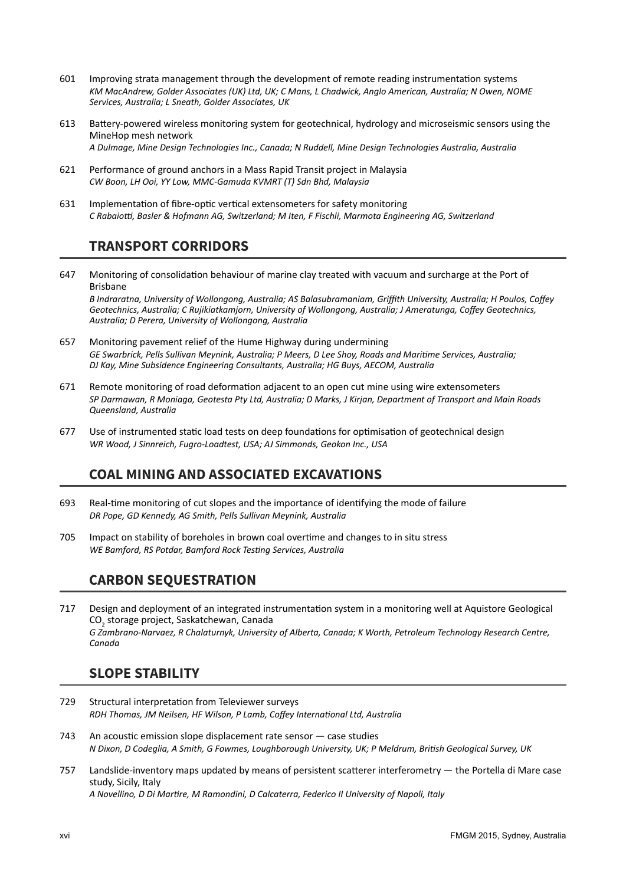601 Improving strata management through the development of remote reading instrumentation systems
*KM MacAndrew, Golder Associates (UK) Ltd, UK; C Mans, L Chadwick, Anglo American, Australia; N Owen, NOME Services, Australia; L Sneath, Golder Associates, UK*

613 Battery-powered wireless monitoring system for geotechnical, hydrology and microseismic sensors using the MineHop mesh network
*A Dulmage, Mine Design Technologies Inc., Canada; N Ruddell, Mine Design Technologies Australia, Australia*

621 Performance of ground anchors in a Mass Rapid Transit project in Malaysia
*CW Boon, LH Ooi, YY Low, MMC-Gamuda KVMRT (T) Sdn Bhd, Malaysia*

631 Implementation of fibre-optic vertical extensometers for safety monitoring
*C Rabaiotti, Basler & Hofmann AG, Switzerland; M Iten, F Fischli, Marmota Engineering AG, Switzerland*

## TRANSPORT CORRIDORS

647 Monitoring of consolidation behaviour of marine clay treated with vacuum and surcharge at the Port of Brisbane
*B Indraratna, University of Wollongong, Australia; AS Balasubramaniam, Griffith University, Australia; H Poulos, Coffey Geotechnics, Australia; C Rujikiatkamjorn, University of Wollongong, Australia; J Ameratunga, Coffey Geotechnics, Australia; D Perera, University of Wollongong, Australia*

657 Monitoring pavement relief of the Hume Highway during undermining
*GE Swarbrick, Pells Sullivan Meynink, Australia; P Meers, D Lee Shoy, Roads and Maritime Services, Australia; DJ Kay, Mine Subsidence Engineering Consultants, Australia; HG Buys, AECOM, Australia*

671 Remote monitoring of road deformation adjacent to an open cut mine using wire extensometers
*SP Darmawan, R Moniaga, Geotesta Pty Ltd, Australia; D Marks, J Kirjan, Department of Transport and Main Roads Queensland, Australia*

677 Use of instrumented static load tests on deep foundations for optimisation of geotechnical design
*WR Wood, J Sinnreich, Fugro-Loadtest, USA; AJ Simmonds, Geokon Inc., USA*

## COAL MINING AND ASSOCIATED EXCAVATIONS

693 Real-time monitoring of cut slopes and the importance of identifying the mode of failure
*DR Pope, GD Kennedy, AG Smith, Pells Sullivan Meynink, Australia*

705 Impact on stability of boreholes in brown coal overtime and changes to in situ stress
*WE Bamford, RS Potdar, Bamford Rock Testing Services, Australia*

## CARBON SEQUESTRATION

717 Design and deployment of an integrated instrumentation system in a monitoring well at Aquistore Geological $CO_2$ storage project, Saskatchewan, Canada
*G Zambrano-Narvaez, R Chalaturnyk, University of Alberta, Canada; K Worth, Petroleum Technology Research Centre, Canada*

## SLOPE STABILITY

729 Structural interpretation from Televiewer surveys
*RDH Thomas, JM Neilsen, HF Wilson, P Lamb, Coffey International Ltd, Australia*

743 An acoustic emission slope displacement rate sensor — case studies
*N Dixon, D Codeglia, A Smith, G Fowmes, Loughborough University, UK; P Meldrum, British Geological Survey, UK*

757 Landslide-inventory maps updated by means of persistent scatterer interferometry — the Portella di Mare case study, Sicily, Italy
*A Novellino, D Di Martire, M Ramondini, D Calcaterra, Federico II University of Napoli, Italy*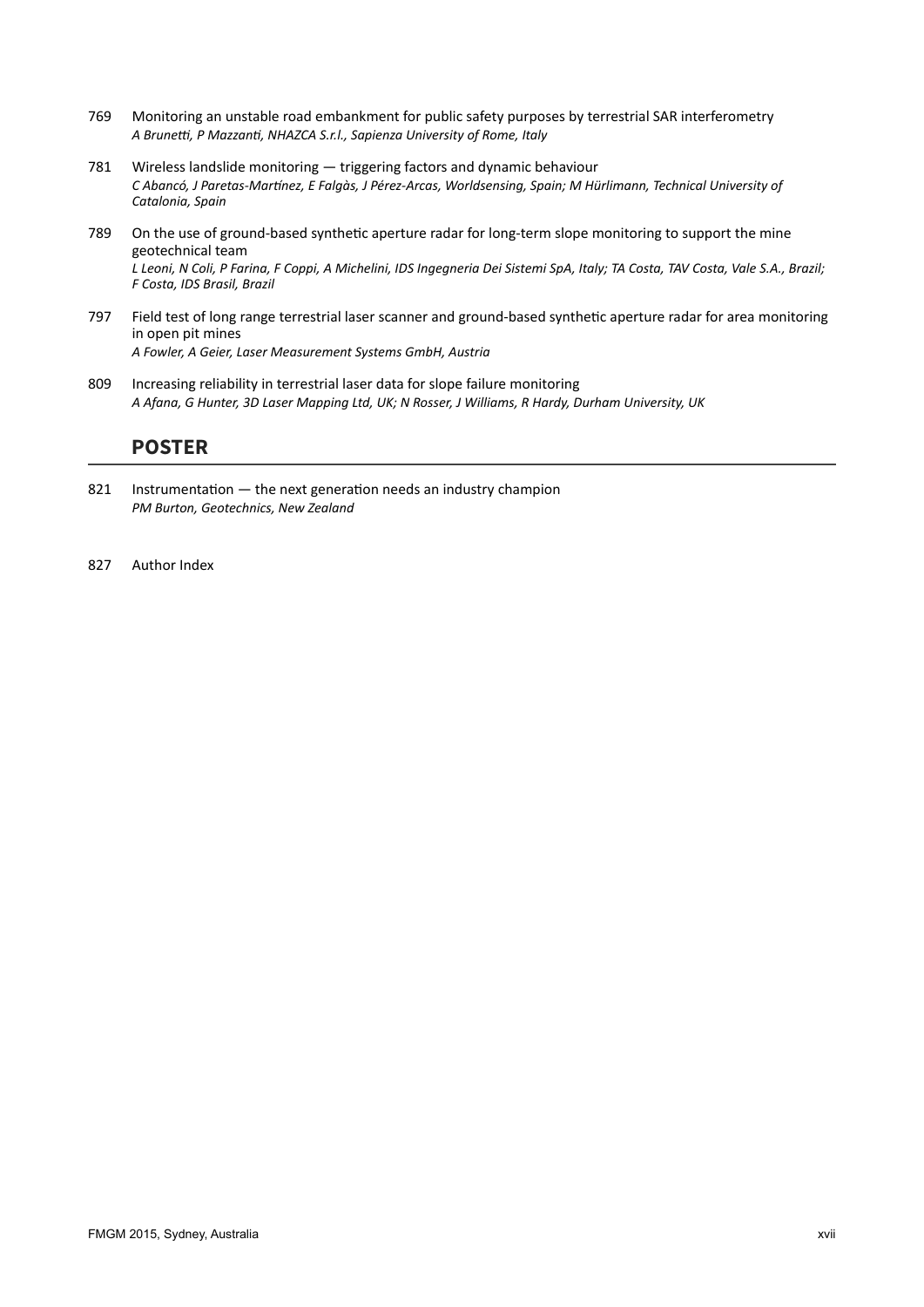769 Monitoring an unstable road embankment for public safety purposes by terrestrial SAR interferometry
*A Brunetti, P Mazzanti, NHAZCA S.r.l., Sapienza University of Rome, Italy*

781 Wireless landslide monitoring — triggering factors and dynamic behaviour
*C Abancó, J Paretas-Martínez, E Falgàs, J Pérez-Arcas, Worldsensing, Spain; M Hürlimann, Technical University of Catalonia, Spain*

789 On the use of ground-based synthetic aperture radar for long-term slope monitoring to support the mine geotechnical team
*L Leoni, N Coli, P Farina, F Coppi, A Michelini, IDS Ingegneria Dei Sistemi SpA, Italy; TA Costa, TAV Costa, Vale S.A., Brazil; F Costa, IDS Brasil, Brazil*

797 Field test of long range terrestrial laser scanner and ground-based synthetic aperture radar for area monitoring in open pit mines
*A Fowler, A Geier, Laser Measurement Systems GmbH, Austria*

809 Increasing reliability in terrestrial laser data for slope failure monitoring
*A Afana, G Hunter, 3D Laser Mapping Ltd, UK; N Rosser, J Williams, R Hardy, Durham University, UK*

## POSTER

821 Instrumentation — the next generation needs an industry champion
*PM Burton, Geotechnics, New Zealand*

827 Author Index